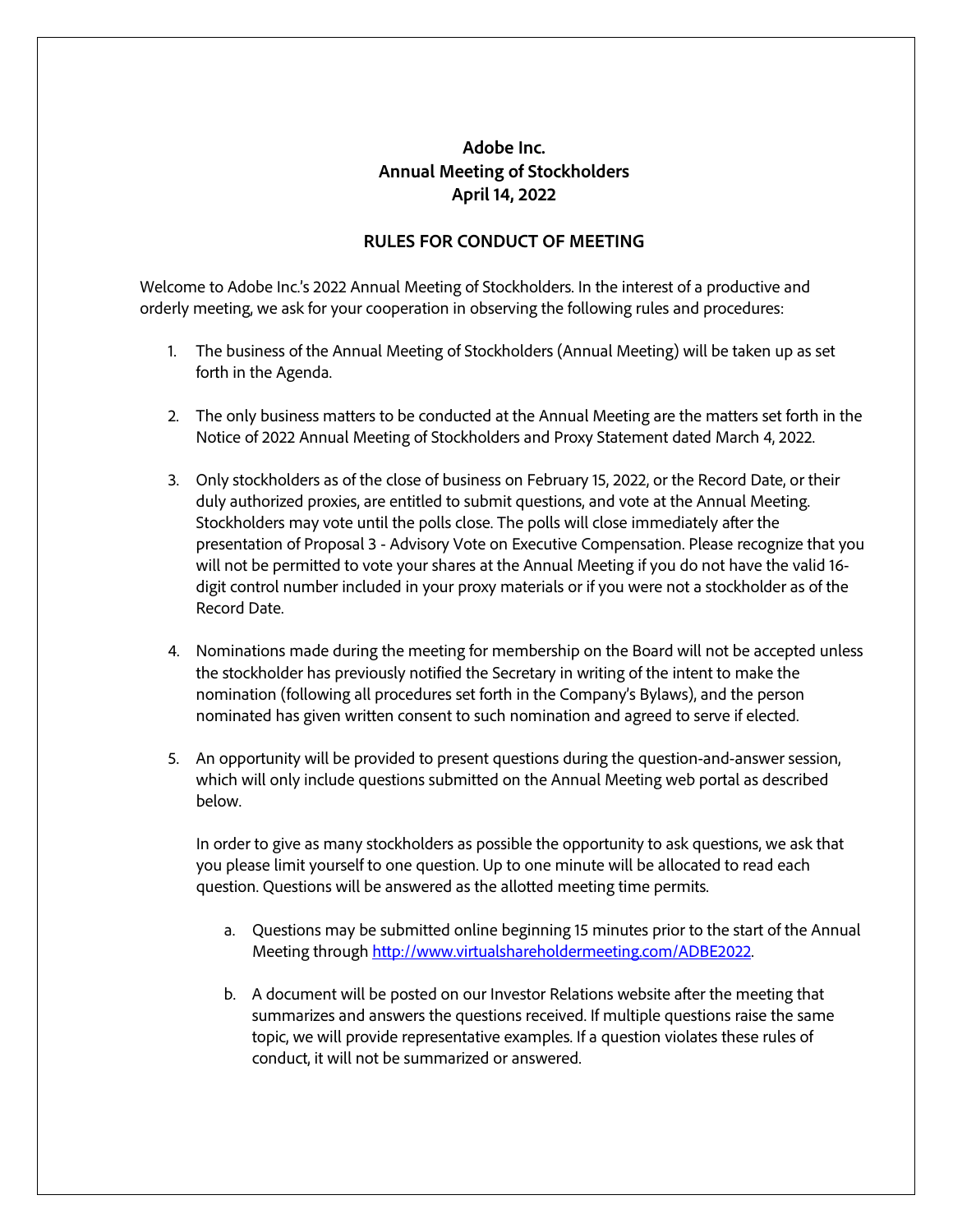# Adobe Inc.
# Annual Meeting of Stockholders
# April 14, 2022

## RULES FOR CONDUCT OF MEETING

Welcome to Adobe Inc.'s 2022 Annual Meeting of Stockholders. In the interest of a productive and orderly meeting, we ask for your cooperation in observing the following rules and procedures:

1. The business of the Annual Meeting of Stockholders (Annual Meeting) will be taken up as set forth in the Agenda.

2. The only business matters to be conducted at the Annual Meeting are the matters set forth in the Notice of 2022 Annual Meeting of Stockholders and Proxy Statement dated March 4, 2022.

3. Only stockholders as of the close of business on February 15, 2022, or the Record Date, or their duly authorized proxies, are entitled to submit questions, and vote at the Annual Meeting. Stockholders may vote until the polls close. The polls will close immediately after the presentation of Proposal 3 - Advisory Vote on Executive Compensation. Please recognize that you will not be permitted to vote your shares at the Annual Meeting if you do not have the valid 16-digit control number included in your proxy materials or if you were not a stockholder as of the Record Date.

4. Nominations made during the meeting for membership on the Board will not be accepted unless the stockholder has previously notified the Secretary in writing of the intent to make the nomination (following all procedures set forth in the Company's Bylaws), and the person nominated has given written consent to such nomination and agreed to serve if elected.

5. An opportunity will be provided to present questions during the question-and-answer session, which will only include questions submitted on the Annual Meeting web portal as described below.

   In order to give as many stockholders as possible the opportunity to ask questions, we ask that you please limit yourself to one question. Up to one minute will be allocated to read each question. Questions will be answered as the allotted meeting time permits.

   a. Questions may be submitted online beginning 15 minutes prior to the start of the Annual Meeting through http://www.virtualshareholdermeeting.com/ADBE2022.

   b. A document will be posted on our Investor Relations website after the meeting that summarizes and answers the questions received. If multiple questions raise the same topic, we will provide representative examples. If a question violates these rules of conduct, it will not be summarized or answered.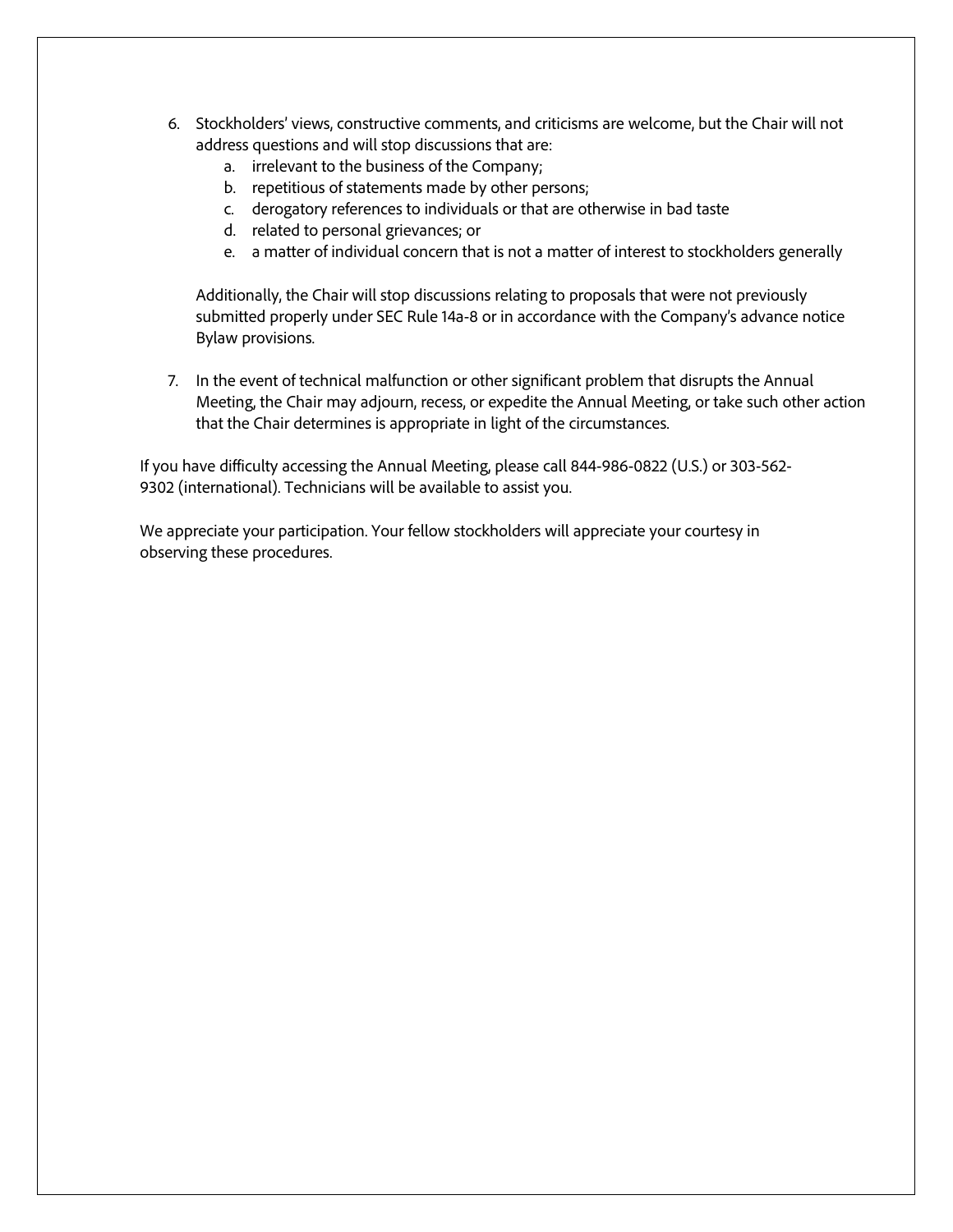6. Stockholders' views, constructive comments, and criticisms are welcome, but the Chair will not address questions and will stop discussions that are:
   a. irrelevant to the business of the Company;
   b. repetitious of statements made by other persons;
   c. derogatory references to individuals or that are otherwise in bad taste
   d. related to personal grievances; or
   e. a matter of individual concern that is not a matter of interest to stockholders generally

   Additionally, the Chair will stop discussions relating to proposals that were not previously submitted properly under SEC Rule 14a-8 or in accordance with the Company's advance notice Bylaw provisions.

7. In the event of technical malfunction or other significant problem that disrupts the Annual Meeting, the Chair may adjourn, recess, or expedite the Annual Meeting, or take such other action that the Chair determines is appropriate in light of the circumstances.

If you have difficulty accessing the Annual Meeting, please call 844-986-0822 (U.S.) or 303-562-9302 (international). Technicians will be available to assist you.

We appreciate your participation. Your fellow stockholders will appreciate your courtesy in observing these procedures.